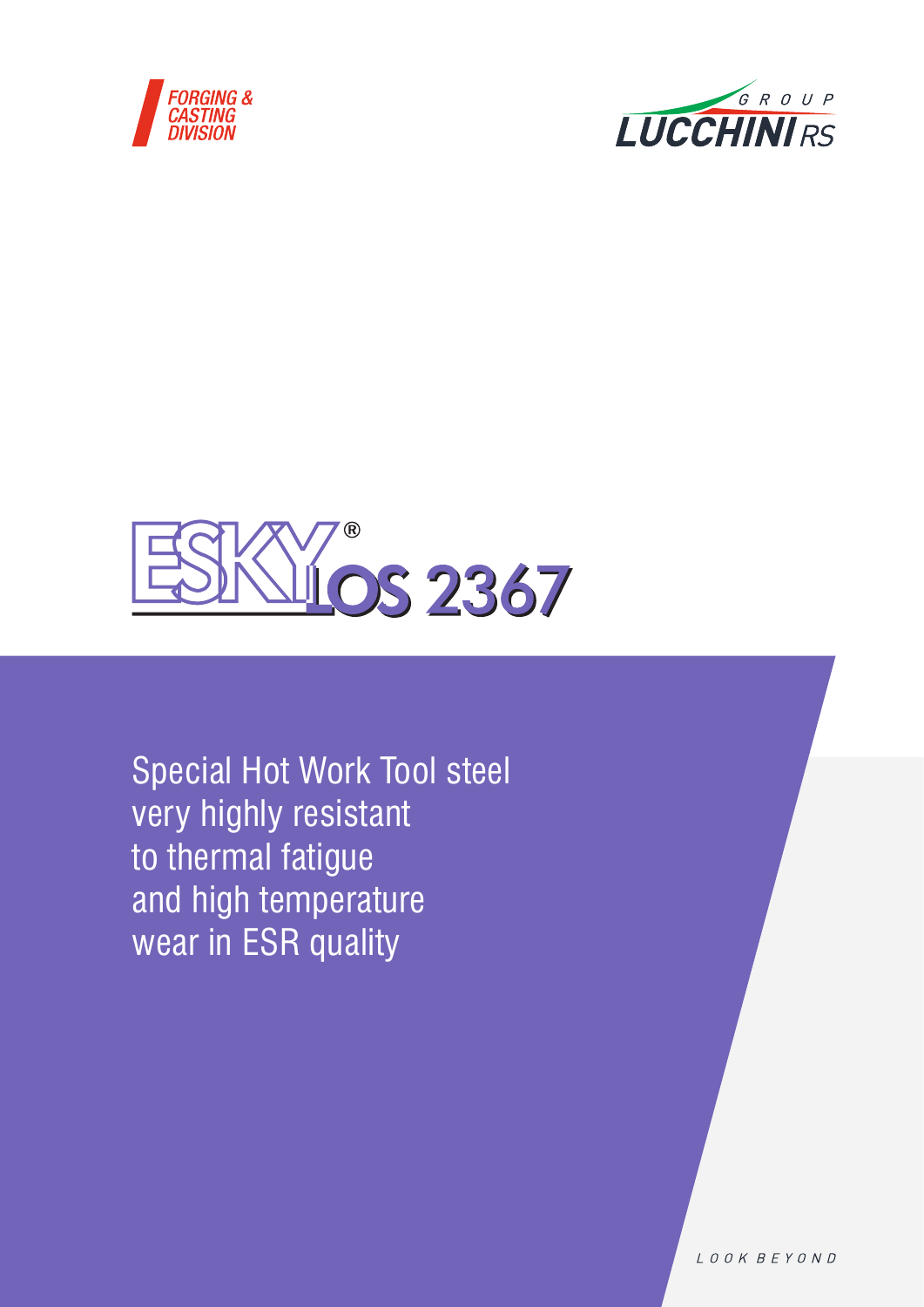FORGING & CASTING DIVISION

GROUP LUCCHINI RS

# ESKYLOS® 2367

Special Hot Work Tool steel very highly resistant to thermal fatigue and high temperature wear in ESR quality

LOOK BEYOND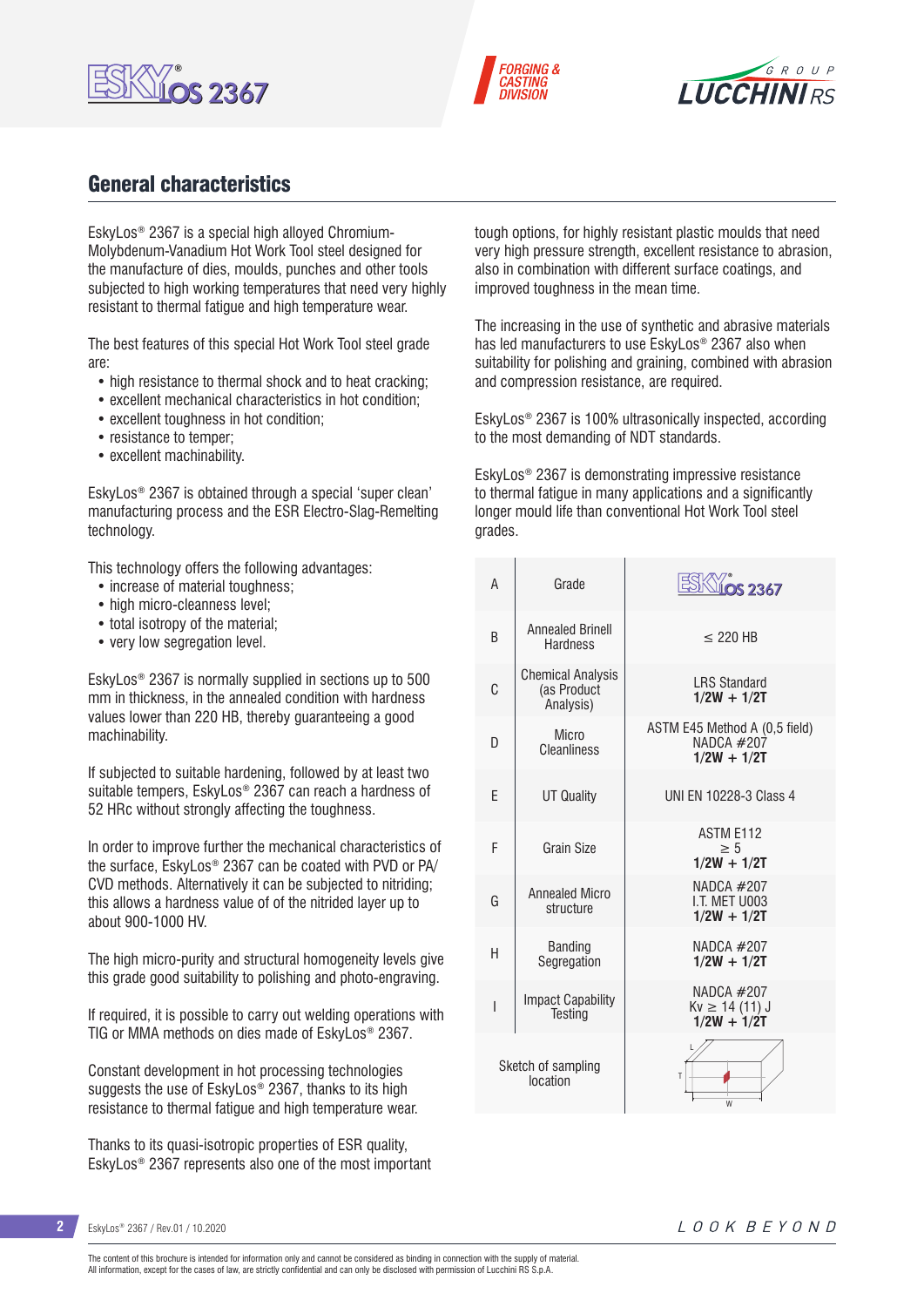## General characteristics

EskyLos® 2367 is a special high alloyed Chromium-Molybdenum-Vanadium Hot Work Tool steel designed for the manufacture of dies, moulds, punches and other tools subjected to high working temperatures that need very highly resistant to thermal fatigue and high temperature wear.

The best features of this special Hot Work Tool steel grade are:

- high resistance to thermal shock and to heat cracking;
- excellent mechanical characteristics in hot condition;
- excellent toughness in hot condition;
- resistance to temper;
- excellent machinability.

EskyLos® 2367 is obtained through a special 'super clean' manufacturing process and the ESR Electro-Slag-Remelting technology.

This technology offers the following advantages:

- increase of material toughness;
- high micro-cleanness level;
- total isotropy of the material;
- very low segregation level.

EskyLos® 2367 is normally supplied in sections up to 500 mm in thickness, in the annealed condition with hardness values lower than 220 HB, thereby guaranteeing a good machinability.

If subjected to suitable hardening, followed by at least two suitable tempers, EskyLos® 2367 can reach a hardness of 52 HRc without strongly affecting the toughness.

In order to improve further the mechanical characteristics of the surface, EskyLos® 2367 can be coated with PVD or PA/CVD methods. Alternatively it can be subjected to nitriding; this allows a hardness value of of the nitrided layer up to about 900-1000 HV.

The high micro-purity and structural homogeneity levels give this grade good suitability to polishing and photo-engraving.

If required, it is possible to carry out welding operations with TIG or MMA methods on dies made of EskyLos® 2367.

Constant development in hot processing technologies suggests the use of EskyLos® 2367, thanks to its high resistance to thermal fatigue and high temperature wear.

Thanks to its quasi-isotropic properties of ESR quality, EskyLos® 2367 represents also one of the most important tough options, for highly resistant plastic moulds that need very high pressure strength, excellent resistance to abrasion, also in combination with different surface coatings, and improved toughness in the mean time.

The increasing in the use of synthetic and abrasive materials has led manufacturers to use EskyLos® 2367 also when suitability for polishing and graining, combined with abrasion and compression resistance, are required.

EskyLos® 2367 is 100% ultrasonically inspected, according to the most demanding of NDT standards.

EskyLos® 2367 is demonstrating impressive resistance to thermal fatigue in many applications and a significantly longer mould life than conventional Hot Work Tool steel grades.

| | | |
|---|---|---|
| A | Grade | EskyLos 2367 |
| B | Annealed Brinell Hardness | ≤ 220 HB |
| C | Chemical Analysis (as Product Analysis) | LRS Standard **1/2W + 1/2T** |
| D | Micro Cleanliness | ASTM E45 Method A (0,5 field) NADCA #207 **1/2W + 1/2T** |
| E | UT Quality | UNI EN 10228-3 Class 4 |
| F | Grain Size | ASTM E112 ≥ 5 **1/2W + 1/2T** |
| G | Annealed Micro structure | NADCA #207 I.T. MET U003 **1/2W + 1/2T** |
| H | Banding Segregation | NADCA #207 **1/2W + 1/2T** |
| I | Impact Capability Testing | NADCA #207 Kv ≥ 14 (11) J **1/2W + 1/2T** |
| Sketch of sampling location | | L, T, W |

EskyLos® 2367 / Rev.01 / 10.2020

The content of this brochure is intended for information only and cannot be considered as binding in connection with the supply of material.
All information, except for the cases of law, are strictly confidential and can only be disclosed with permission of Lucchini RS S.p.A.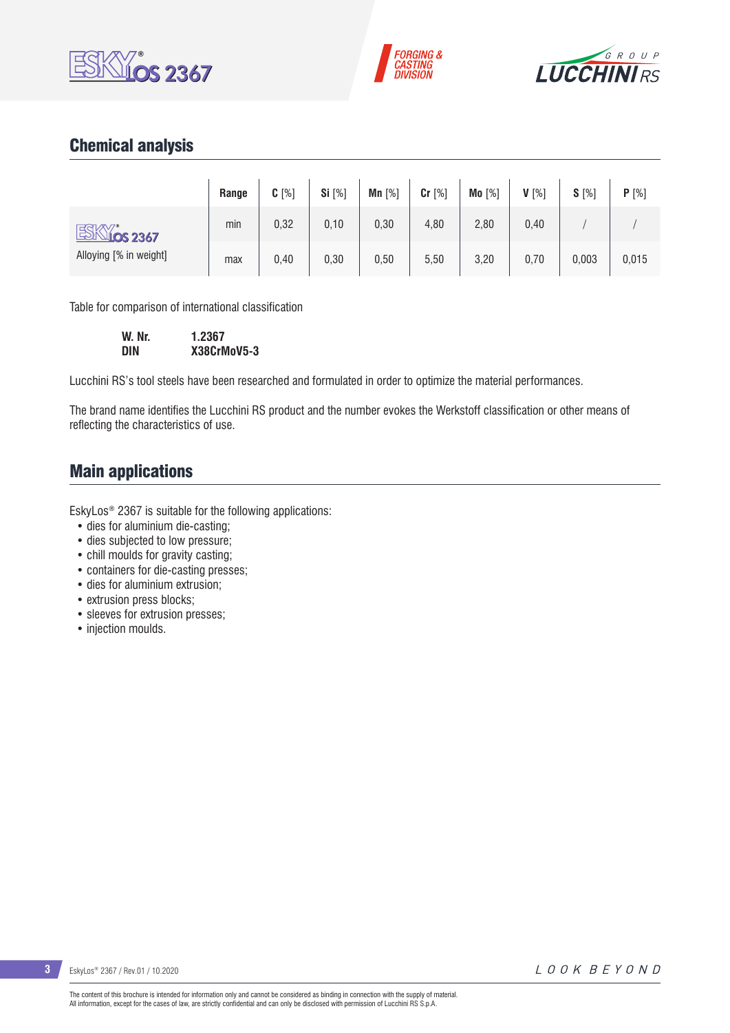## Chemical analysis

| | Range | C [%] | Si [%] | Mn [%] | Cr [%] | Mo [%] | V [%] | S [%] | P [%] |
|---|---|---|---|---|---|---|---|---|---|
| EskyLos® 2367 | min | 0,32 | 0,10 | 0,30 | 4,80 | 2,80 | 0,40 | / | / |
| Alloying [% in weight] | max | 0,40 | 0,30 | 0,50 | 5,50 | 3,20 | 0,70 | 0,003 | 0,015 |

Table for comparison of international classification

| | |
|---|---|
| **W. Nr.** | **1.2367** |
| **DIN** | **X38CrMoV5-3** |

Lucchini RS's tool steels have been researched and formulated in order to optimize the material performances.

The brand name identifies the Lucchini RS product and the number evokes the Werkstoff classification or other means of reflecting the characteristics of use.

## Main applications

EskyLos® 2367 is suitable for the following applications:

- dies for aluminium die-casting;
- dies subjected to low pressure;
- chill moulds for gravity casting;
- containers for die-casting presses;
- dies for aluminium extrusion;
- extrusion press blocks;
- sleeves for extrusion presses;
- injection moulds.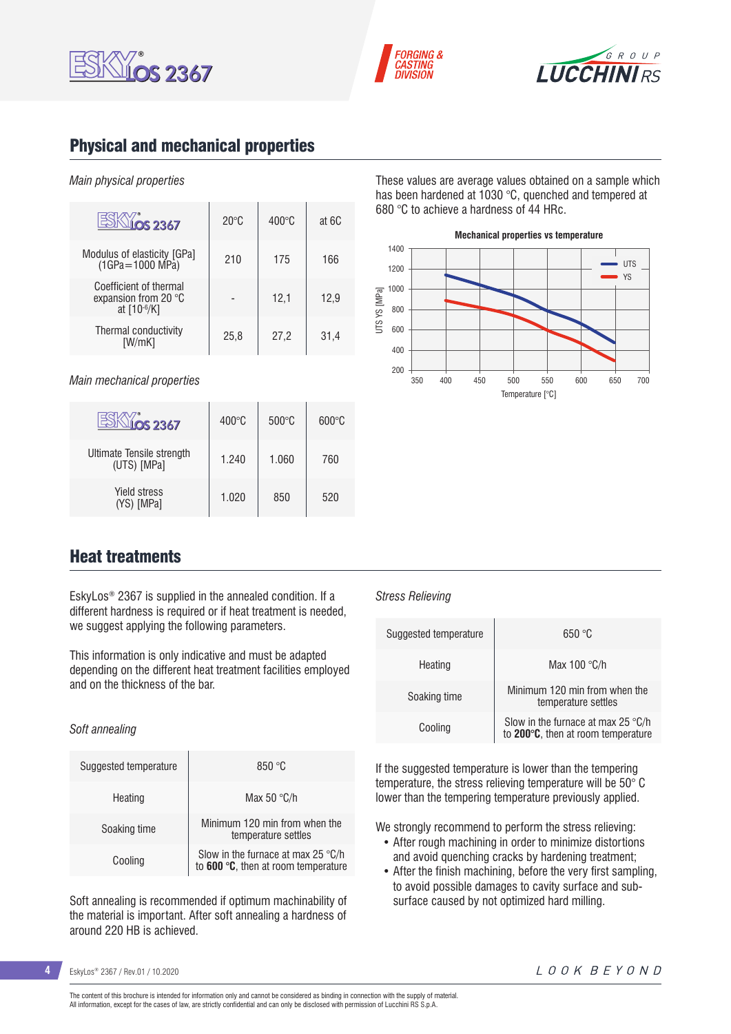## Physical and mechanical properties

*Main physical properties*

| ESKYLOS 2367 | 20°C | 400°C | at 6C |
|---|---|---|---|
| Modulus of elasticity [GPa] (1GPa=1000 MPa) | 210 | 175 | 166 |
| Coefficient of thermal expansion from 20 °C at [$10^{-6}$/K] | - | 12,1 | 12,9 |
| Thermal conductivity [W/mK] | 25,8 | 27,2 | 31,4 |

*Main mechanical properties*

| ESKYLOS 2367 | 400°C | 500°C | 600°C |
|---|---|---|---|
| Ultimate Tensile strength (UTS) [MPa] | 1.240 | 1.060 | 760 |
| Yield stress (YS) [MPa] | 1.020 | 850 | 520 |

These values are average values obtained on a sample which has been hardened at 1030 °C, quenched and tempered at 680 °C to achieve a hardness of 44 HRc.

**Mechanical properties vs temperature**

## Heat treatments

EskyLos® 2367 is supplied in the annealed condition. If a different hardness is required or if heat treatment is needed, we suggest applying the following parameters.

This information is only indicative and must be adapted depending on the different heat treatment facilities employed and on the thickness of the bar.

*Soft annealing*

| Suggested temperature | 850 °C |
|---|---|
| Heating | Max 50 °C/h |
| Soaking time | Minimum 120 min from when the temperature settles |
| Cooling | Slow in the furnace at max 25 °C/h to **600 °C**, then at room temperature |

Soft annealing is recommended if optimum machinability of the material is important. After soft annealing a hardness of around 220 HB is achieved.

*Stress Relieving*

| Suggested temperature | 650 °C |
|---|---|
| Heating | Max 100 °C/h |
| Soaking time | Minimum 120 min from when the temperature settles |
| Cooling | Slow in the furnace at max 25 °C/h to **200°C**, then at room temperature |

If the suggested temperature is lower than the tempering temperature, the stress relieving temperature will be 50° C lower than the tempering temperature previously applied.

We strongly recommend to perform the stress relieving:

- After rough machining in order to minimize distortions and avoid quenching cracks by hardening treatment;
- After the finish machining, before the very first sampling, to avoid possible damages to cavity surface and sub-surface caused by not optimized hard milling.

EskyLos® 2367 / Rev.01 / 10.2020

The content of this brochure is intended for information only and cannot be considered as binding in connection with the supply of material.
All information, except for the cases of law, are strictly confidential and can only be disclosed with permission of Lucchini RS S.p.A.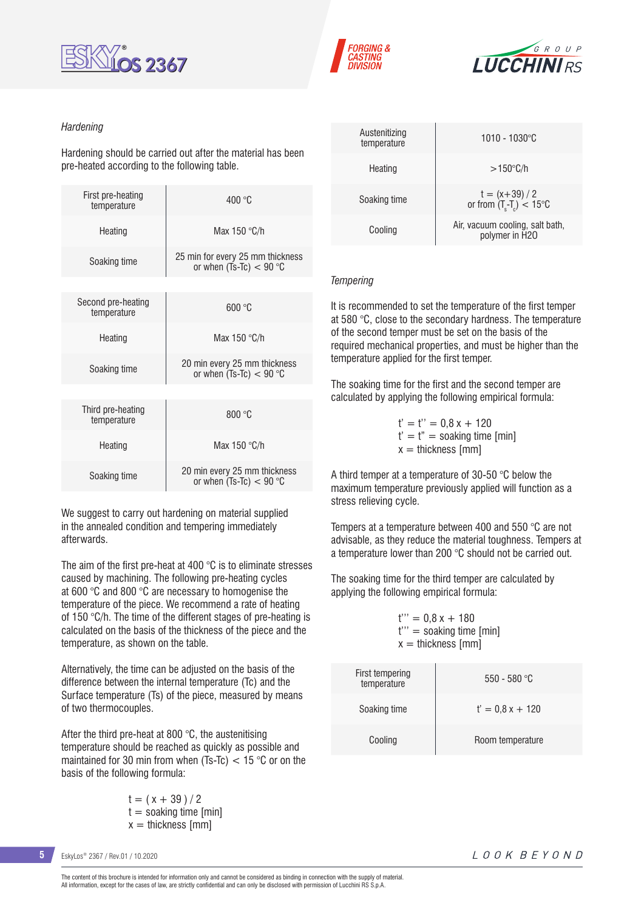*Hardening*

Hardening should be carried out after the material has been pre-heated according to the following table.

| | |
|---|---|
| First pre-heating temperature | 400 °C |
| Heating | Max 150 °C/h |
| Soaking time | 25 min for every 25 mm thickness or when (Ts-Tc) < 90 °C |

| | |
|---|---|
| Second pre-heating temperature | 600 °C |
| Heating | Max 150 °C/h |
| Soaking time | 20 min every 25 mm thickness or when (Ts-Tc) < 90 °C |

| | |
|---|---|
| Third pre-heating temperature | 800 °C |
| Heating | Max 150 °C/h |
| Soaking time | 20 min every 25 mm thickness or when (Ts-Tc) < 90 °C |

We suggest to carry out hardening on material supplied in the annealed condition and tempering immediately afterwards.

The aim of the first pre-heat at 400 °C is to eliminate stresses caused by machining. The following pre-heating cycles at 600 °C and 800 °C are necessary to homogenise the temperature of the piece. We recommend a rate of heating of 150 °C/h. The time of the different stages of pre-heating is calculated on the basis of the thickness of the piece and the temperature, as shown on the table.

Alternatively, the time can be adjusted on the basis of the difference between the internal temperature (Tc) and the Surface temperature (Ts) of the piece, measured by means of two thermocouples.

After the third pre-heat at 800 °C, the austenitising temperature should be reached as quickly as possible and maintained for 30 min from when (Ts-Tc) < 15 °C or on the basis of the following formula:

$$t = ( x + 39 ) / 2$$

t = soaking time [min]
x = thickness [mm]

| | |
|---|---|
| Austenitizing temperature | 1010 - 1030°C |
| Heating | >150°C/h |
| Soaking time | t = (x+39) / 2 or from $(T_s\text{-}T_c) < 15$°C |
| Cooling | Air, vacuum cooling, salt bath, polymer in H20 |

*Tempering*

It is recommended to set the temperature of the first temper at 580 °C, close to the secondary hardness. The temperature of the second temper must be set on the basis of the required mechanical properties, and must be higher than the temperature applied for the first temper.

The soaking time for the first and the second temper are calculated by applying the following empirical formula:

$$t' = t'' = 0{,}8\,x + 120$$

t' = t'' = soaking time [min]
x = thickness [mm]

A third temper at a temperature of 30-50 °C below the maximum temperature previously applied will function as a stress relieving cycle.

Tempers at a temperature between 400 and 550 °C are not advisable, as they reduce the material toughness. Tempers at a temperature lower than 200 °C should not be carried out.

The soaking time for the third temper are calculated by applying the following empirical formula:

$$t''' = 0{,}8\,x + 180$$

t''' = soaking time [min]
x = thickness [mm]

| | |
|---|---|
| First tempering temperature | 550 - 580 °C |
| Soaking time | t' = 0,8 x + 120 |
| Cooling | Room temperature |

The content of this brochure is intended for information only and cannot be considered as binding in connection with the supply of material.
All information, except for the cases of law, are strictly confidential and can only be disclosed with permission of Lucchini RS S.p.A.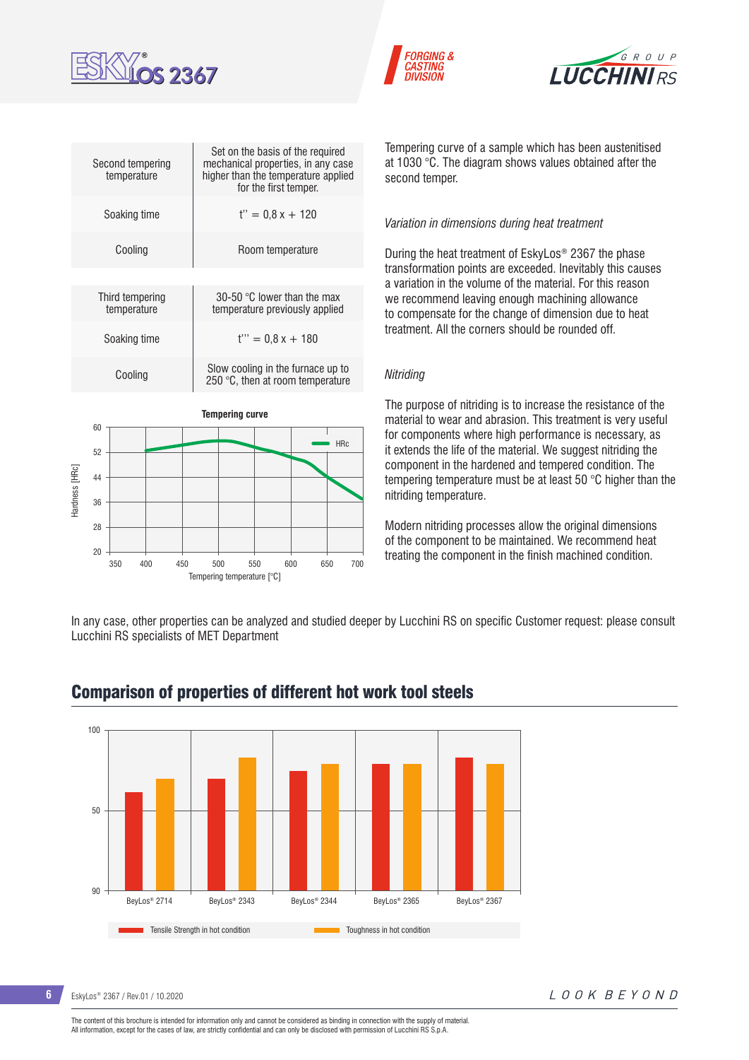| Second tempering temperature | Set on the basis of the required mechanical properties, in any case higher than the temperature applied for the first temper. |
|---|---|
| Soaking time | t'' = 0,8 x + 120 |
| Cooling | Room temperature |

| Third tempering temperature | 30-50 °C lower than the max temperature previously applied |
|---|---|
| Soaking time | t''' = 0,8 x + 180 |
| Cooling | Slow cooling in the furnace up to 250 °C, then at room temperature |

**Tempering curve**

Tempering curve of a sample which has been austenitised at 1030 °C. The diagram shows values obtained after the second temper.

*Variation in dimensions during heat treatment*

During the heat treatment of EskyLos® 2367 the phase transformation points are exceeded. Inevitably this causes a variation in the volume of the material. For this reason we recommend leaving enough machining allowance to compensate for the change of dimension due to heat treatment. All the corners should be rounded off.

*Nitriding*

The purpose of nitriding is to increase the resistance of the material to wear and abrasion. This treatment is very useful for components where high performance is necessary, as it extends the life of the material. We suggest nitriding the component in the hardened and tempered condition. The tempering temperature must be at least 50 °C higher than the nitriding temperature.

Modern nitriding processes allow the original dimensions of the component to be maintained. We recommend heat treating the component in the finish machined condition.

In any case, other properties can be analyzed and studied deeper by Lucchini RS on specific Customer request: please consult Lucchini RS specialists of MET Department

## Comparison of properties of different hot work tool steels

Tensile Strength in hot condition — Toughness in hot condition

BeyLos® 2714 — BeyLos® 2343 — BeyLos® 2344 — BeyLos® 2365 — BeyLos® 2367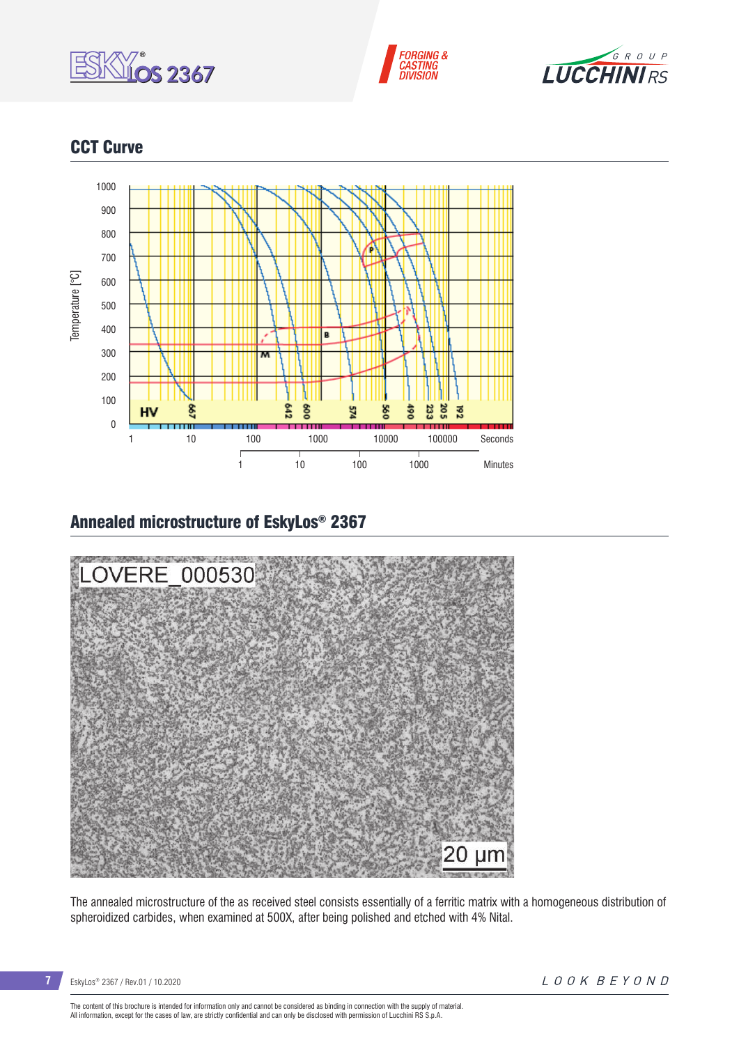## CCT Curve

## Annealed microstructure of EskyLos® 2367

The annealed microstructure of the as received steel consists essentially of a ferritic matrix with a homogeneous distribution of spheroidized carbides, when examined at 500X, after being polished and etched with 4% Nital.

The content of this brochure is intended for information only and cannot be considered as binding in connection with the supply of material.
All information, except for the cases of law, are strictly confidential and can only be disclosed with permission of Lucchini RS S.p.A.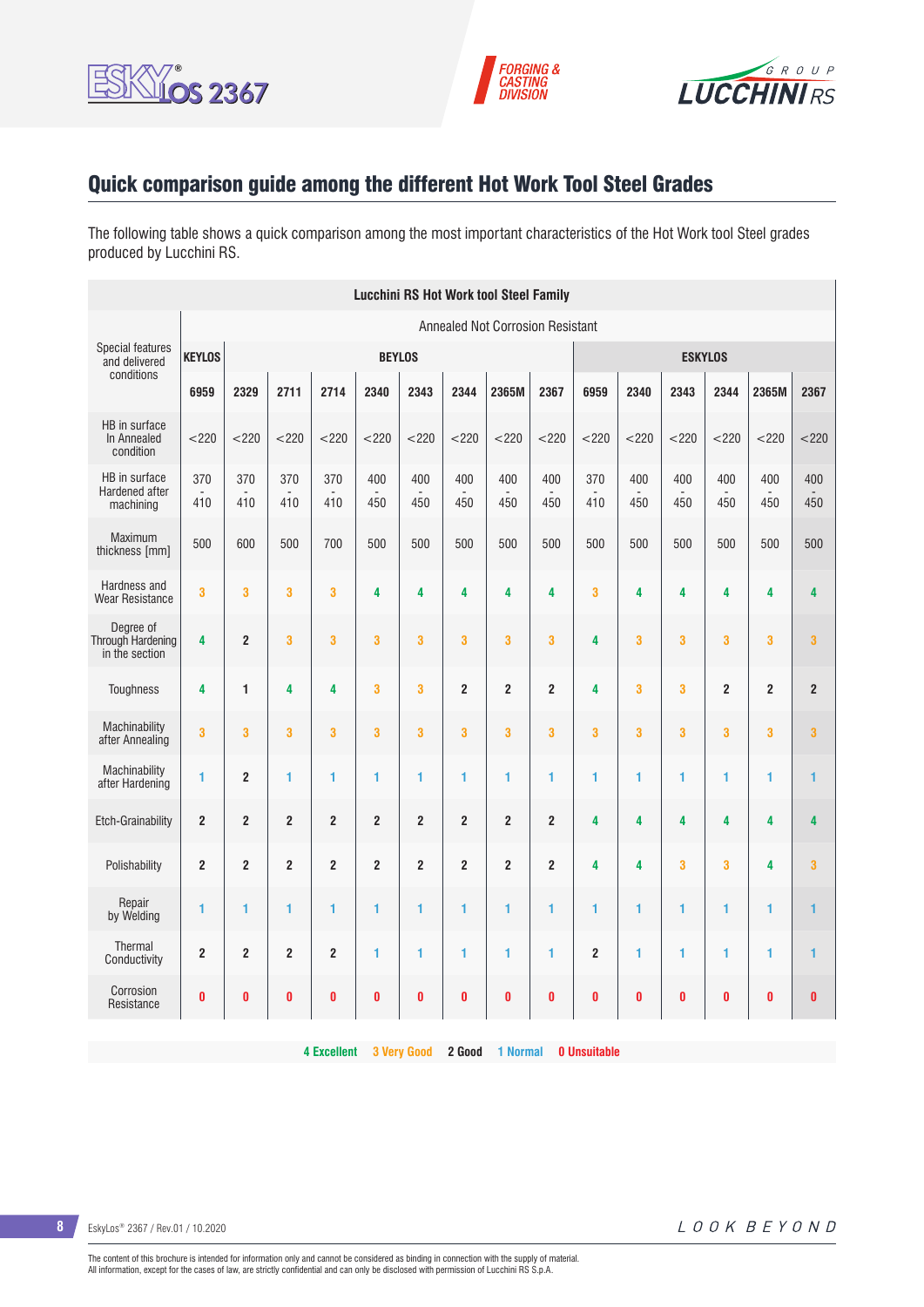## Quick comparison guide among the different Hot Work Tool Steel Grades

The following table shows a quick comparison among the most important characteristics of the Hot Work tool Steel grades produced by Lucchini RS.

| Lucchini RS Hot Work tool Steel Family | | | | | | | | | | | | | | | |
|---|---|---|---|---|---|---|---|---|---|---|---|---|---|---|---|
| Special features and delivered conditions | Annealed Not Corrosion Resistant | | | | | | | | | | | | | | |
| | KEYLOS | BEYLOS | | | | | | | | ESKYLOS | | | | | |
| | 6959 | 2329 | 2711 | 2714 | 2340 | 2343 | 2344 | 2365M | 2367 | 6959 | 2340 | 2343 | 2344 | 2365M | 2367 |
| HB in surface In Annealed condition | <220 | <220 | <220 | <220 | <220 | <220 | <220 | <220 | <220 | <220 | <220 | <220 | <220 | <220 | <220 |
| HB in surface Hardened after machining | 370 - 410 | 370 - 410 | 370 - 410 | 370 - 410 | 400 - 450 | 400 - 450 | 400 - 450 | 400 - 450 | 400 - 450 | 370 - 410 | 400 - 450 | 400 - 450 | 400 - 450 | 400 - 450 | 400 - 450 |
| Maximum thickness [mm] | 500 | 600 | 500 | 700 | 500 | 500 | 500 | 500 | 500 | 500 | 500 | 500 | 500 | 500 | 500 |
| Hardness and Wear Resistance | 3 | 3 | 3 | 3 | 4 | 4 | 4 | 4 | 4 | 3 | 4 | 4 | 4 | 4 | 4 |
| Degree of Through Hardening in the section | 4 | 2 | 3 | 3 | 3 | 3 | 3 | 3 | 3 | 4 | 3 | 3 | 3 | 3 | 3 |
| Toughness | 4 | 1 | 4 | 4 | 3 | 3 | 2 | 2 | 2 | 4 | 3 | 3 | 2 | 2 | 2 |
| Machinability after Annealing | 3 | 3 | 3 | 3 | 3 | 3 | 3 | 3 | 3 | 3 | 3 | 3 | 3 | 3 | 3 |
| Machinability after Hardening | 1 | 2 | 1 | 1 | 1 | 1 | 1 | 1 | 1 | 1 | 1 | 1 | 1 | 1 | 1 |
| Etch-Grainability | 2 | 2 | 2 | 2 | 2 | 2 | 2 | 2 | 2 | 4 | 4 | 4 | 4 | 4 | 4 |
| Polishability | 2 | 2 | 2 | 2 | 2 | 2 | 2 | 2 | 2 | 4 | 4 | 3 | 3 | 4 | 3 |
| Repair by Welding | 1 | 1 | 1 | 1 | 1 | 1 | 1 | 1 | 1 | 1 | 1 | 1 | 1 | 1 | 1 |
| Thermal Conductivity | 2 | 2 | 2 | 2 | 1 | 1 | 1 | 1 | 1 | 2 | 1 | 1 | 1 | 1 | 1 |
| Corrosion Resistance | 0 | 0 | 0 | 0 | 0 | 0 | 0 | 0 | 0 | 0 | 0 | 0 | 0 | 0 | 0 |

4 Excellent 3 Very Good 2 Good 1 Normal 0 Unsuitable

EskyLos® 2367 / Rev.01 / 10.2020

The content of this brochure is intended for information only and cannot be considered as binding in connection with the supply of material.
All information, except for the cases of law, are strictly confidential and can only be disclosed with permission of Lucchini RS S.p.A.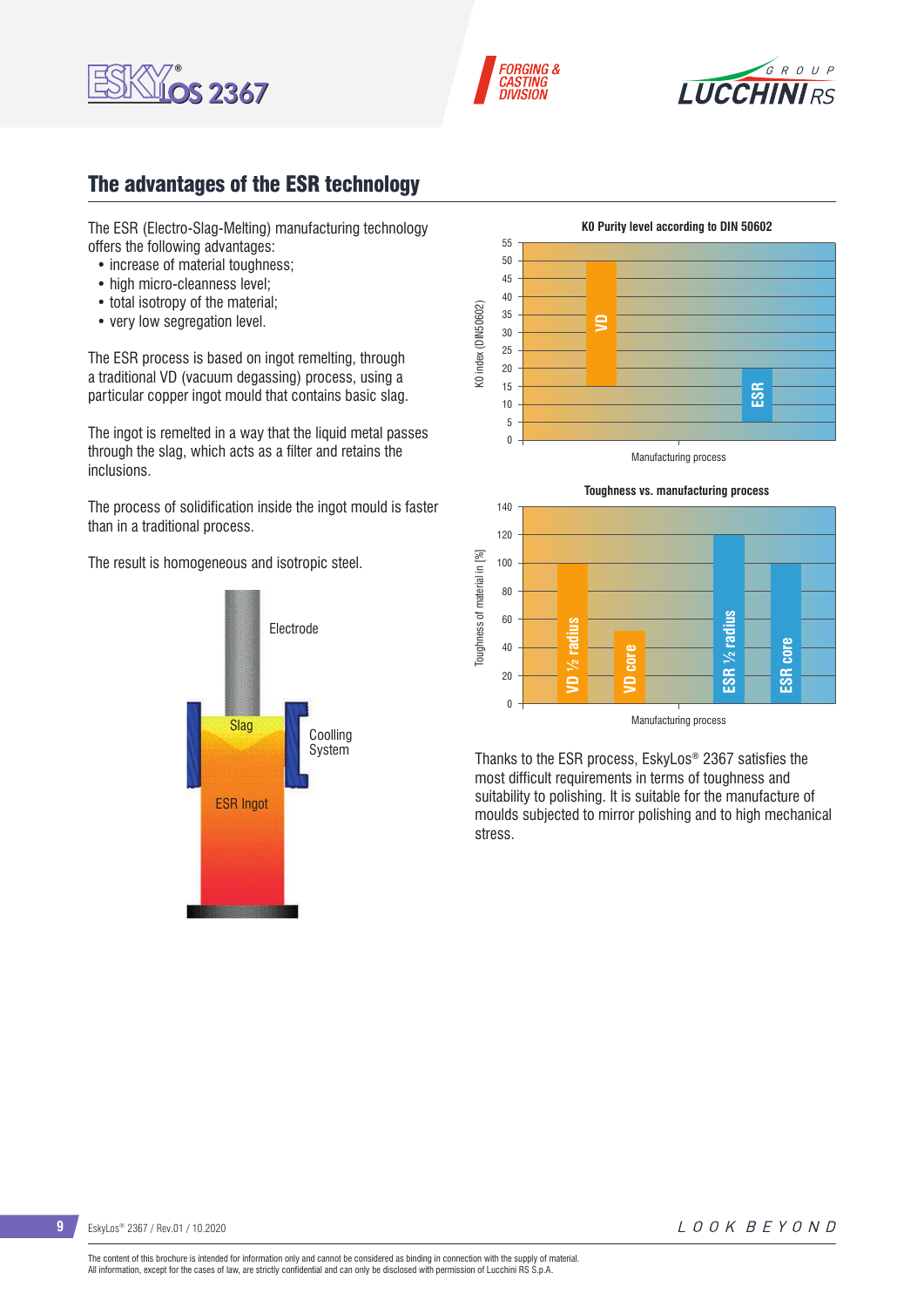## The advantages of the ESR technology

The ESR (Electro-Slag-Melting) manufacturing technology offers the following advantages:

- increase of material toughness;
- high micro-cleanness level;
- total isotropy of the material;
- very low segregation level.

The ESR process is based on ingot remelting, through a traditional VD (vacuum degassing) process, using a particular copper ingot mould that contains basic slag.

The ingot is remelted in a way that the liquid metal passes through the slag, which acts as a filter and retains the inclusions.

The process of solidification inside the ingot mould is faster than in a traditional process.

The result is homogeneous and isotropic steel.

Electrode

Slag

Coolling System

ESR Ingot

**K0 Purity level according to DIN 50602**

K0 index (DIN50602)

VD

ESR

Manufacturing process

**Toughness vs. manufacturing process**

Toughness of material in [%]

VD ½ radius

VD core

ESR ½ radius

ESR core

Manufacturing process

Thanks to the ESR process, EskyLos® 2367 satisfies the most difficult requirements in terms of toughness and suitability to polishing. It is suitable for the manufacture of moulds subjected to mirror polishing and to high mechanical stress.

The content of this brochure is intended for information only and cannot be considered as binding in connection with the supply of material.
All information, except for the cases of law, are strictly confidential and can only be disclosed with permission of Lucchini RS S.p.A.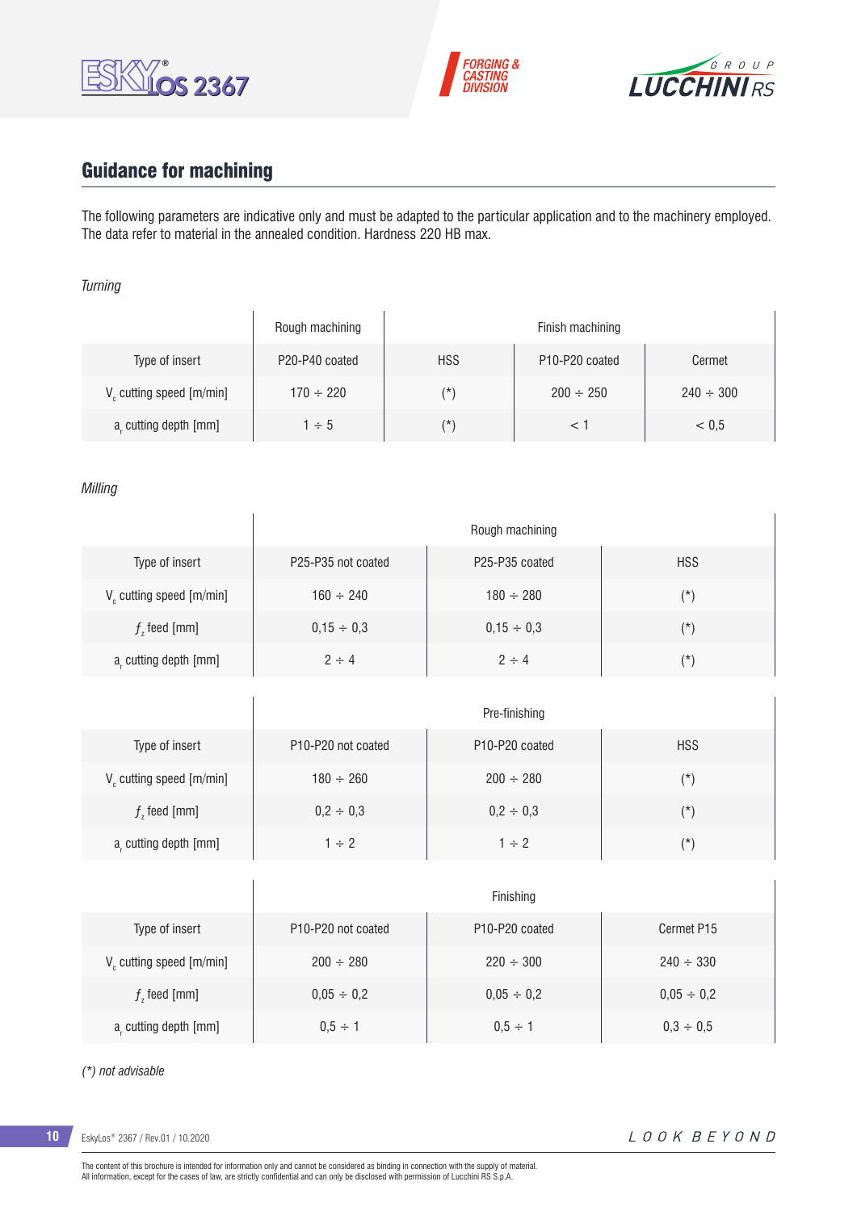## Guidance for machining

The following parameters are indicative only and must be adapted to the particular application and to the machinery employed. The data refer to material in the annealed condition. Hardness 220 HB max.

*Turning*

| | Rough machining | Finish machining | | |
|---|---|---|---|---|
| Type of insert | P20-P40 coated | HSS | P10-P20 coated | Cermet |
| $V_c$ cutting speed [m/min] | 170 ÷ 220 | (*) | 200 ÷ 250 | 240 ÷ 300 |
| $a_r$ cutting depth [mm] | 1 ÷ 5 | (*) | < 1 | < 0,5 |

*Milling*

| | Rough machining | | |
|---|---|---|---|
| Type of insert | P25-P35 not coated | P25-P35 coated | HSS |
| $V_c$ cutting speed [m/min] | 160 ÷ 240 | 180 ÷ 280 | (*) |
| $f_z$ feed [mm] | 0,15 ÷ 0,3 | 0,15 ÷ 0,3 | (*) |
| $a_r$ cutting depth [mm] | 2 ÷ 4 | 2 ÷ 4 | (*) |

| | Pre-finishing | | |
|---|---|---|---|
| Type of insert | P10-P20 not coated | P10-P20 coated | HSS |
| $V_c$ cutting speed [m/min] | 180 ÷ 260 | 200 ÷ 280 | (*) |
| $f_z$ feed [mm] | 0,2 ÷ 0,3 | 0,2 ÷ 0,3 | (*) |
| $a_r$ cutting depth [mm] | 1 ÷ 2 | 1 ÷ 2 | (*) |

| | Finishing | | |
|---|---|---|---|
| Type of insert | P10-P20 not coated | P10-P20 coated | Cermet P15 |
| $V_c$ cutting speed [m/min] | 200 ÷ 280 | 220 ÷ 300 | 240 ÷ 330 |
| $f_z$ feed [mm] | 0,05 ÷ 0,2 | 0,05 ÷ 0,2 | 0,05 ÷ 0,2 |
| $a_r$ cutting depth [mm] | 0,5 ÷ 1 | 0,5 ÷ 1 | 0,3 ÷ 0,5 |

*(*) not advisable*

The content of this brochure is intended for information only and cannot be considered as binding in connection with the supply of material.
All information, except for the cases of law, are strictly confidential and can only be disclosed with permission of Lucchini RS S.p.A.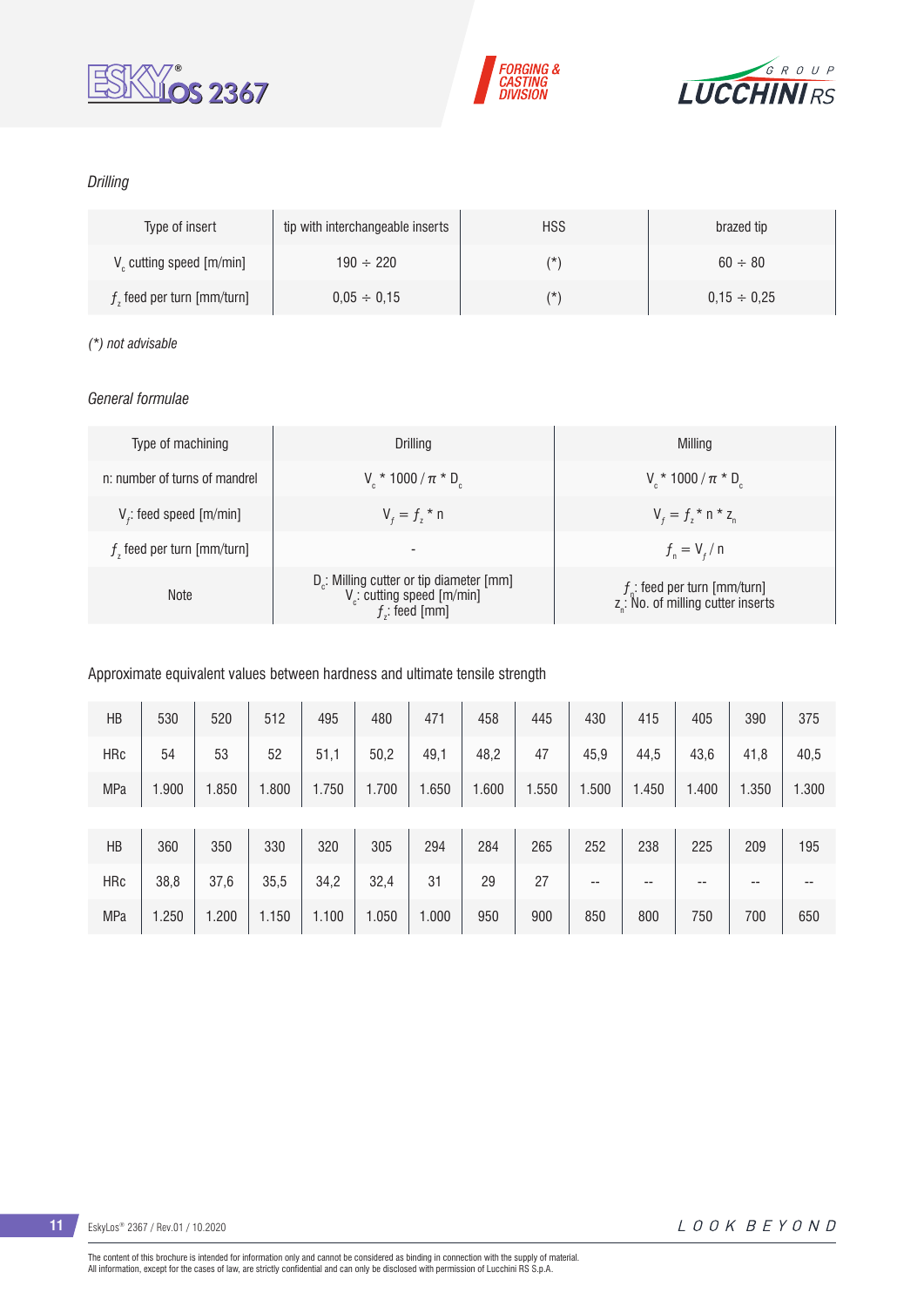*Drilling*

| Type of insert | tip with interchangeable inserts | HSS | brazed tip |
|---|---|---|---|
| $V_c$ cutting speed [m/min] | 190 ÷ 220 | (*) | 60 ÷ 80 |
| $f_z$ feed per turn [mm/turn] | 0,05 ÷ 0,15 | (*) | 0,15 ÷ 0,25 |

*(*) not advisable*

*General formulae*

| Type of machining | Drilling | Milling |
|---|---|---|
| n: number of turns of mandrel | $V_c * 1000 / \pi * D_c$ | $V_c * 1000 / \pi * D_c$ |
| $V_f$: feed speed [m/min] | $V_f = f_z * n$ | $V_f = f_z * n * z_n$ |
| $f_z$ feed per turn [mm/turn] | - | $f_n = V_f / n$ |
| Note | $D_c$: Milling cutter or tip diameter [mm]<br>$V_c$: cutting speed [m/min]<br>$f_z$: feed [mm] | $f_n$: feed per turn [mm/turn]<br>$z_n$: No. of milling cutter inserts |

Approximate equivalent values between hardness and ultimate tensile strength

| HB | 530 | 520 | 512 | 495 | 480 | 471 | 458 | 445 | 430 | 415 | 405 | 390 | 375 |
|---|---|---|---|---|---|---|---|---|---|---|---|---|---|
| HRc | 54 | 53 | 52 | 51,1 | 50,2 | 49,1 | 48,2 | 47 | 45,9 | 44,5 | 43,6 | 41,8 | 40,5 |
| MPa | 1.900 | 1.850 | 1.800 | 1.750 | 1.700 | 1.650 | 1.600 | 1.550 | 1.500 | 1.450 | 1.400 | 1.350 | 1.300 |

| HB | 360 | 350 | 330 | 320 | 305 | 294 | 284 | 265 | 252 | 238 | 225 | 209 | 195 |
|---|---|---|---|---|---|---|---|---|---|---|---|---|---|
| HRc | 38,8 | 37,6 | 35,5 | 34,2 | 32,4 | 31 | 29 | 27 | -- | -- | -- | -- | -- |
| MPa | 1.250 | 1.200 | 1.150 | 1.100 | 1.050 | 1.000 | 950 | 900 | 850 | 800 | 750 | 700 | 650 |

The content of this brochure is intended for information only and cannot be considered as binding in connection with the supply of material.
All information, except for the cases of law, are strictly confidential and can only be disclosed with permission of Lucchini RS S.p.A.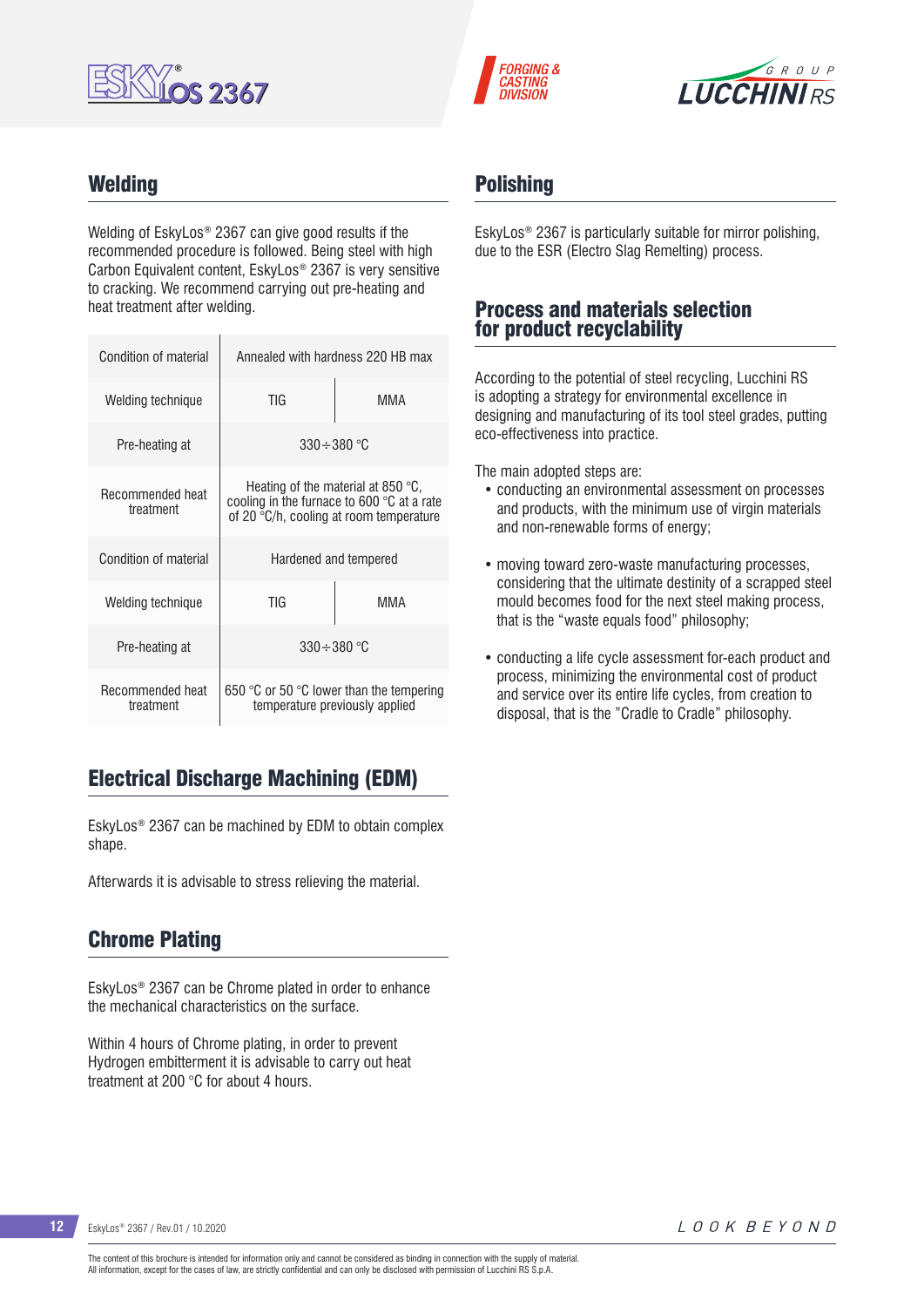## Welding

Welding of EskyLos® 2367 can give good results if the recommended procedure is followed. Being steel with high Carbon Equivalent content, EskyLos® 2367 is very sensitive to cracking. We recommend carrying out pre-heating and heat treatment after welding.

| | | |
|---|---|---|
| Condition of material | Annealed with hardness 220 HB max | |
| Welding technique | TIG | MMA |
| Pre-heating at | 330÷380 °C | |
| Recommended heat treatment | Heating of the material at 850 °C, cooling in the furnace to 600 °C at a rate of 20 °C/h, cooling at room temperature | |
| Condition of material | Hardened and tempered | |
| Welding technique | TIG | MMA |
| Pre-heating at | 330÷380 °C | |
| Recommended heat treatment | 650 °C or 50 °C lower than the tempering temperature previously applied | |

## Electrical Discharge Machining (EDM)

EskyLos® 2367 can be machined by EDM to obtain complex shape.

Afterwards it is advisable to stress relieving the material.

## Chrome Plating

EskyLos® 2367 can be Chrome plated in order to enhance the mechanical characteristics on the surface.

Within 4 hours of Chrome plating, in order to prevent Hydrogen embitterment it is advisable to carry out heat treatment at 200 °C for about 4 hours.

## Polishing

EskyLos® 2367 is particularly suitable for mirror polishing, due to the ESR (Electro Slag Remelting) process.

## Process and materials selection for product recyclability

According to the potential of steel recycling, Lucchini RS is adopting a strategy for environmental excellence in designing and manufacturing of its tool steel grades, putting eco-effectiveness into practice.

The main adopted steps are:

- conducting an environmental assessment on processes and products, with the minimum use of virgin materials and non-renewable forms of energy;
- moving toward zero-waste manufacturing processes, considering that the ultimate destinity of a scrapped steel mould becomes food for the next steel making process, that is the “waste equals food” philosophy;
- conducting a life cycle assessment for-each product and process, minimizing the environmental cost of product and service over its entire life cycles, from creation to disposal, that is the ”Cradle to Cradle” philosophy.

The content of this brochure is intended for information only and cannot be considered as binding in connection with the supply of material.
All information, except for the cases of law, are strictly confidential and can only be disclosed with permission of Lucchini RS S.p.A.